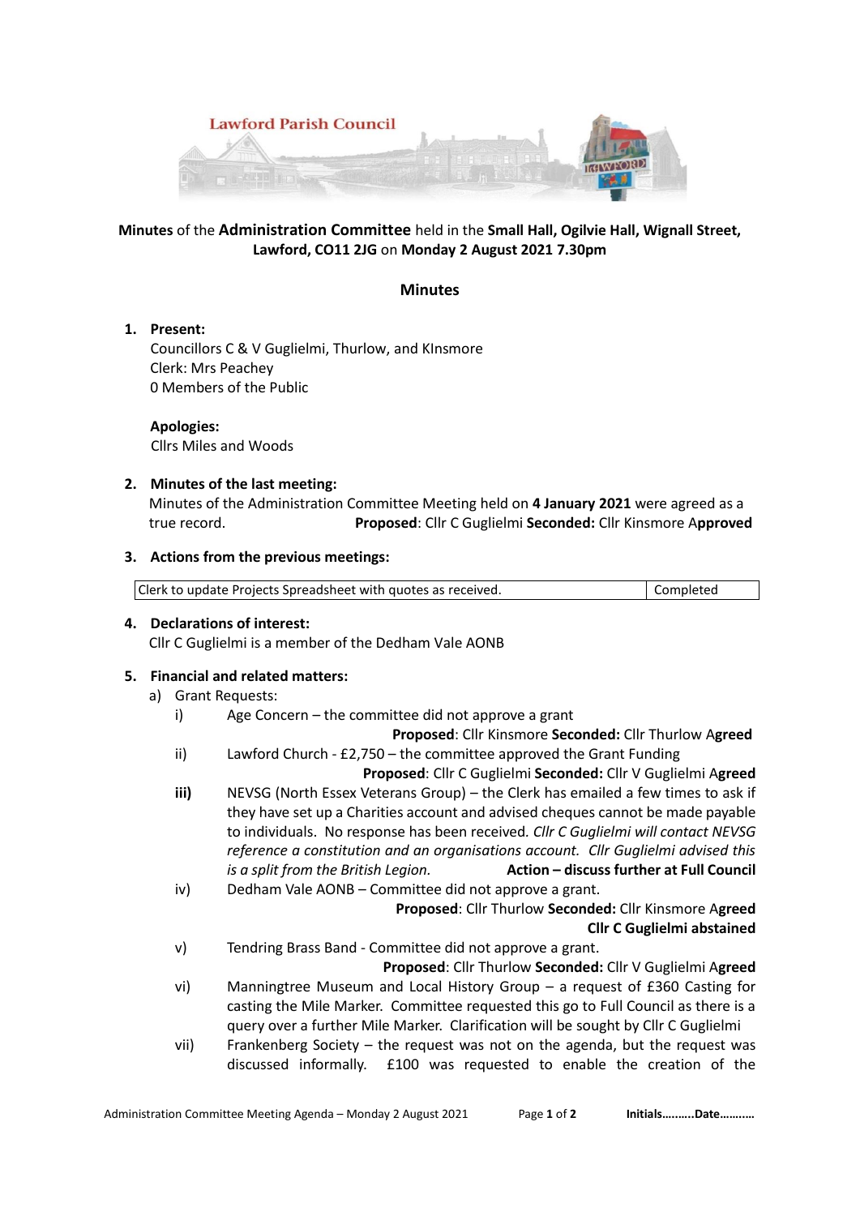Lawford Parish Council

**Minutes** of the **Administration Committee** held in the **Small Hall, Ogilvie Hall, Wignall Street, Lawford, CO11 2JG** on **Monday 2 August 2021 7.30pm**

## Minutes

1. **Present:**
   Councillors C & V Guglielmi, Thurlow, and KInsmore
   Clerk: Mrs Peachey
   0 Members of the Public

   **Apologies:**
   Cllrs Miles and Woods

2. **Minutes of the last meeting:**
   Minutes of the Administration Committee Meeting held on **4 January 2021** were agreed as a true record. **Proposed**: Cllr C Guglielmi **Seconded:** Cllr Kinsmore A**pproved**

3. **Actions from the previous meetings:**

| Clerk to update Projects Spreadsheet with quotes as received. | Completed |
|---|---|

4. **Declarations of interest:**
   Cllr C Guglielmi is a member of the Dedham Vale AONB

5. **Financial and related matters:**
   a) Grant Requests:
      i) Age Concern – the committee did not approve a grant
         **Proposed**: Cllr Kinsmore **Seconded:** Cllr Thurlow A**greed**
      ii) Lawford Church - £2,750 – the committee approved the Grant Funding
         **Proposed**: Cllr C Guglielmi **Seconded:** Cllr V Guglielmi A**greed**
      **iii)** NEVSG (North Essex Veterans Group) – the Clerk has emailed a few times to ask if they have set up a Charities account and advised cheques cannot be made payable to individuals. No response has been received. *Cllr C Guglielmi will contact NEVSG reference a constitution and an organisations account. Cllr Guglielmi advised this is a split from the British Legion.* **Action – discuss further at Full Council**
      iv) Dedham Vale AONB – Committee did not approve a grant.
         **Proposed**: Cllr Thurlow **Seconded:** Cllr Kinsmore A**greed**
         **Cllr C Guglielmi abstained**
      v) Tendring Brass Band - Committee did not approve a grant.
         **Proposed**: Cllr Thurlow **Seconded:** Cllr V Guglielmi A**greed**
      vi) Manningtree Museum and Local History Group – a request of £360 Casting for casting the Mile Marker. Committee requested this go to Full Council as there is a query over a further Mile Marker. Clarification will be sought by Cllr C Guglielmi
      vii) Frankenberg Society – the request was not on the agenda, but the request was discussed informally. £100 was requested to enable the creation of the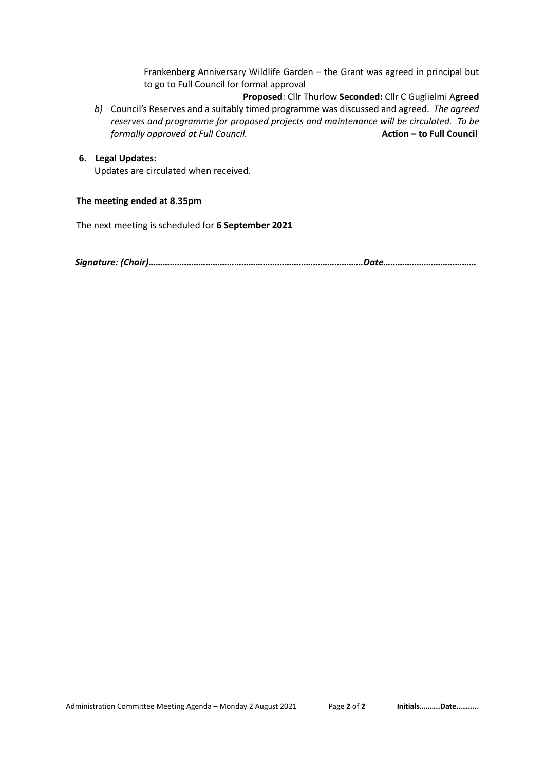Frankenberg Anniversary Wildlife Garden – the Grant was agreed in principal but to go to Full Council for formal approval

**Proposed**: Cllr Thurlow **Seconded:** Cllr C Guglielmi A**greed**

*b)* Council's Reserves and a suitably timed programme was discussed and agreed. *The agreed reserves and programme for proposed projects and maintenance will be circulated. To be formally approved at Full Council.* **Action – to Full Council**

**6. Legal Updates:**

Updates are circulated when received.

**The meeting ended at 8.35pm**

The next meeting is scheduled for **6 September 2021**

***Signature: (Chair)……………………………………………………………………………Date…………………………………***